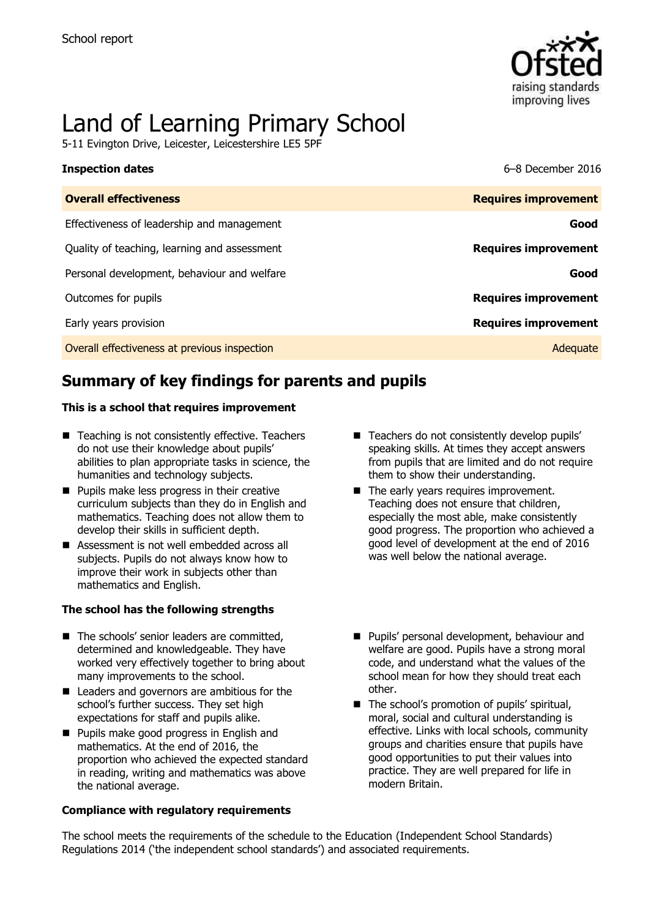School report

# Land of Learning Primary School

5-11 Evington Drive, Leicester, Leicestershire LE5 5PF

| **Inspection dates** | 6–8 December 2016 |
| --- | --- |
| **Overall effectiveness** | **Requires improvement** |
| Effectiveness of leadership and management | **Good** |
| Quality of teaching, learning and assessment | **Requires improvement** |
| Personal development, behaviour and welfare | **Good** |
| Outcomes for pupils | **Requires improvement** |
| Early years provision | **Requires improvement** |
| Overall effectiveness at previous inspection | Adequate |

## Summary of key findings for parents and pupils

**This is a school that requires improvement**

- Teaching is not consistently effective. Teachers do not use their knowledge about pupils' abilities to plan appropriate tasks in science, the humanities and technology subjects.
- Pupils make less progress in their creative curriculum subjects than they do in English and mathematics. Teaching does not allow them to develop their skills in sufficient depth.
- Assessment is not well embedded across all subjects. Pupils do not always know how to improve their work in subjects other than mathematics and English.
- Teachers do not consistently develop pupils' speaking skills. At times they accept answers from pupils that are limited and do not require them to show their understanding.
- The early years requires improvement. Teaching does not ensure that children, especially the most able, make consistently good progress. The proportion who achieved a good level of development at the end of 2016 was well below the national average.

**The school has the following strengths**

- The schools' senior leaders are committed, determined and knowledgeable. They have worked very effectively together to bring about many improvements to the school.
- Leaders and governors are ambitious for the school's further success. They set high expectations for staff and pupils alike.
- Pupils make good progress in English and mathematics. At the end of 2016, the proportion who achieved the expected standard in reading, writing and mathematics was above the national average.
- Pupils' personal development, behaviour and welfare are good. Pupils have a strong moral code, and understand what the values of the school mean for how they should treat each other.
- The school's promotion of pupils' spiritual, moral, social and cultural understanding is effective. Links with local schools, community groups and charities ensure that pupils have good opportunities to put their values into practice. They are well prepared for life in modern Britain.

**Compliance with regulatory requirements**

The school meets the requirements of the schedule to the Education (Independent School Standards) Regulations 2014 ('the independent school standards') and associated requirements.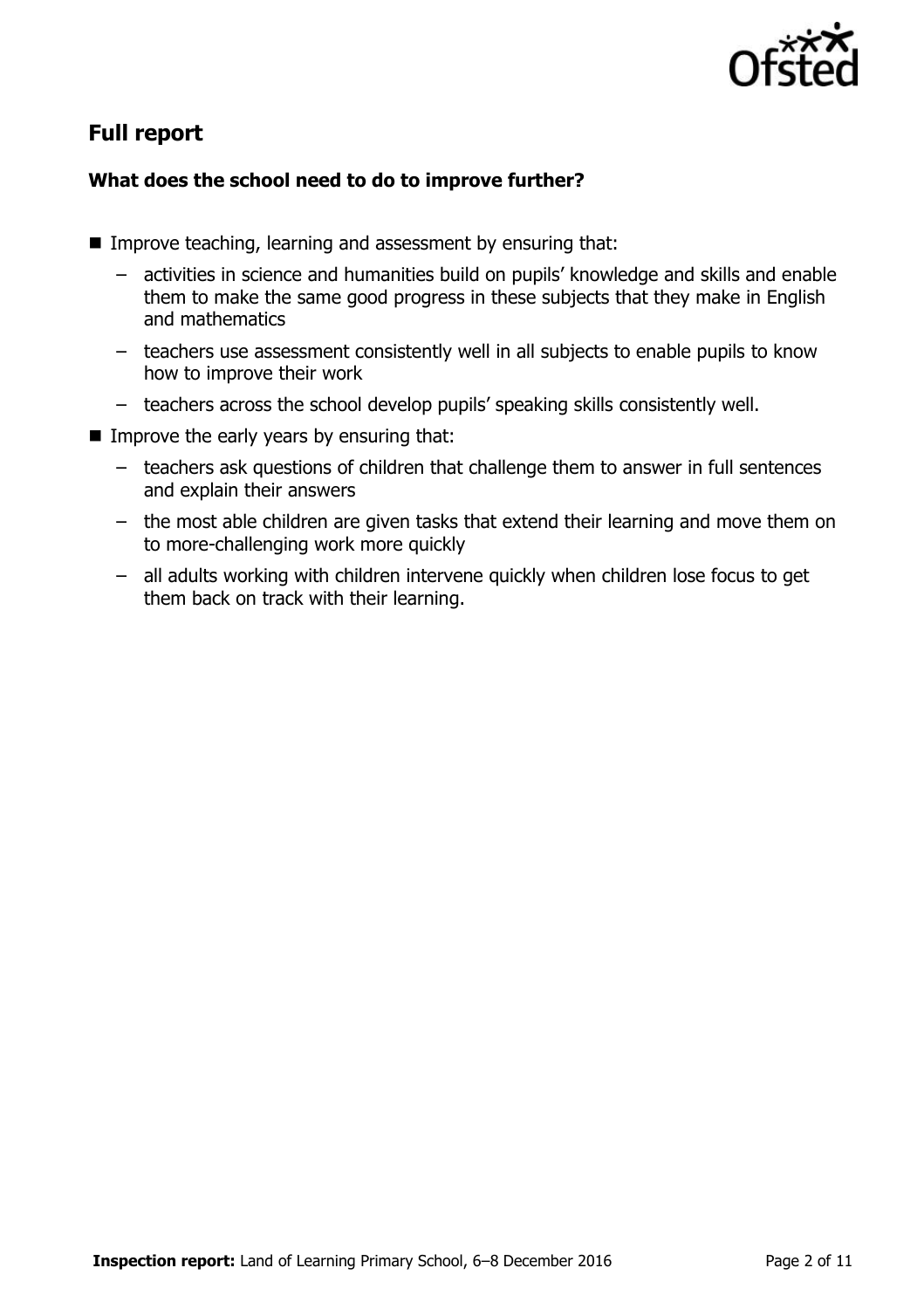## Full report

### What does the school need to do to improve further?

- Improve teaching, learning and assessment by ensuring that:
  - activities in science and humanities build on pupils' knowledge and skills and enable them to make the same good progress in these subjects that they make in English and mathematics
  - teachers use assessment consistently well in all subjects to enable pupils to know how to improve their work
  - teachers across the school develop pupils' speaking skills consistently well.
- Improve the early years by ensuring that:
  - teachers ask questions of children that challenge them to answer in full sentences and explain their answers
  - the most able children are given tasks that extend their learning and move them on to more-challenging work more quickly
  - all adults working with children intervene quickly when children lose focus to get them back on track with their learning.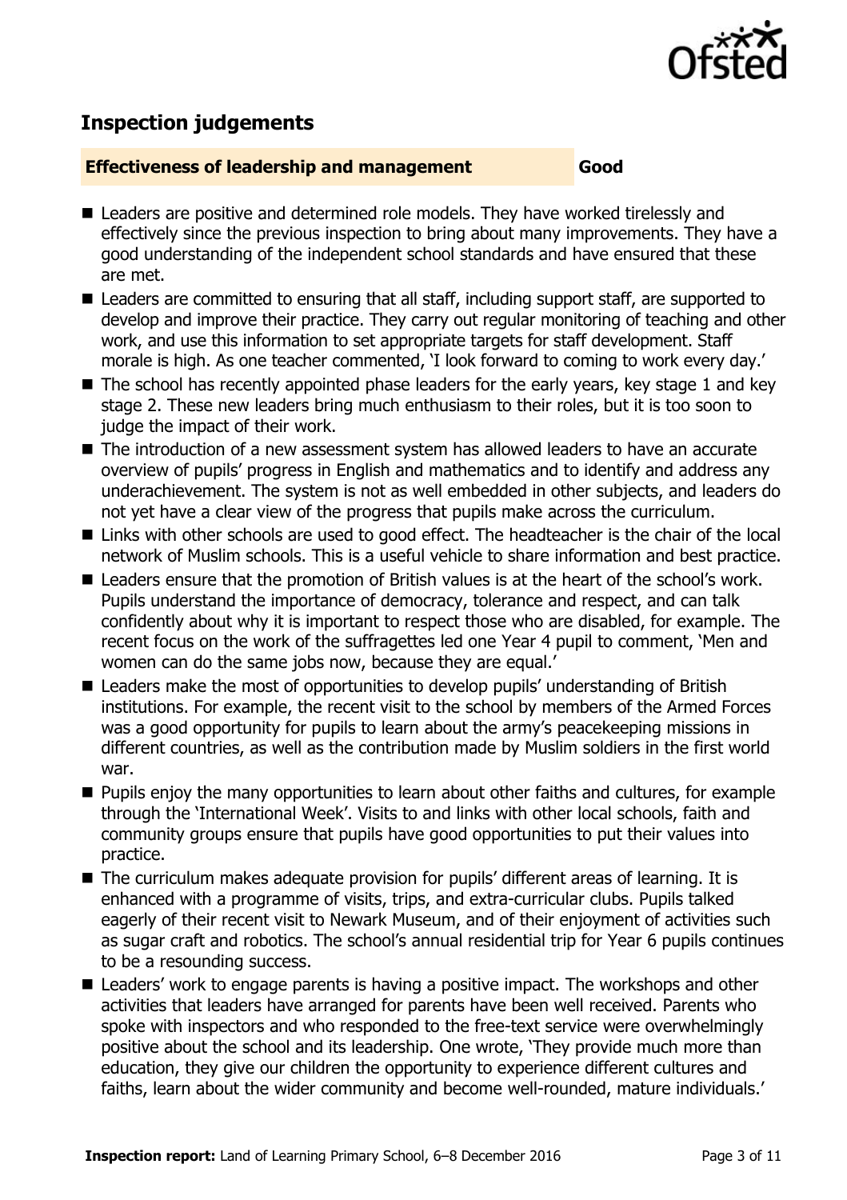## Inspection judgements

**Effectiveness of leadership and management** **Good**

- Leaders are positive and determined role models. They have worked tirelessly and effectively since the previous inspection to bring about many improvements. They have a good understanding of the independent school standards and have ensured that these are met.
- Leaders are committed to ensuring that all staff, including support staff, are supported to develop and improve their practice. They carry out regular monitoring of teaching and other work, and use this information to set appropriate targets for staff development. Staff morale is high. As one teacher commented, 'I look forward to coming to work every day.'
- The school has recently appointed phase leaders for the early years, key stage 1 and key stage 2. These new leaders bring much enthusiasm to their roles, but it is too soon to judge the impact of their work.
- The introduction of a new assessment system has allowed leaders to have an accurate overview of pupils' progress in English and mathematics and to identify and address any underachievement. The system is not as well embedded in other subjects, and leaders do not yet have a clear view of the progress that pupils make across the curriculum.
- Links with other schools are used to good effect. The headteacher is the chair of the local network of Muslim schools. This is a useful vehicle to share information and best practice.
- Leaders ensure that the promotion of British values is at the heart of the school's work. Pupils understand the importance of democracy, tolerance and respect, and can talk confidently about why it is important to respect those who are disabled, for example. The recent focus on the work of the suffragettes led one Year 4 pupil to comment, 'Men and women can do the same jobs now, because they are equal.'
- Leaders make the most of opportunities to develop pupils' understanding of British institutions. For example, the recent visit to the school by members of the Armed Forces was a good opportunity for pupils to learn about the army's peacekeeping missions in different countries, as well as the contribution made by Muslim soldiers in the first world war.
- Pupils enjoy the many opportunities to learn about other faiths and cultures, for example through the 'International Week'. Visits to and links with other local schools, faith and community groups ensure that pupils have good opportunities to put their values into practice.
- The curriculum makes adequate provision for pupils' different areas of learning. It is enhanced with a programme of visits, trips, and extra-curricular clubs. Pupils talked eagerly of their recent visit to Newark Museum, and of their enjoyment of activities such as sugar craft and robotics. The school's annual residential trip for Year 6 pupils continues to be a resounding success.
- Leaders' work to engage parents is having a positive impact. The workshops and other activities that leaders have arranged for parents have been well received. Parents who spoke with inspectors and who responded to the free-text service were overwhelmingly positive about the school and its leadership. One wrote, 'They provide much more than education, they give our children the opportunity to experience different cultures and faiths, learn about the wider community and become well-rounded, mature individuals.'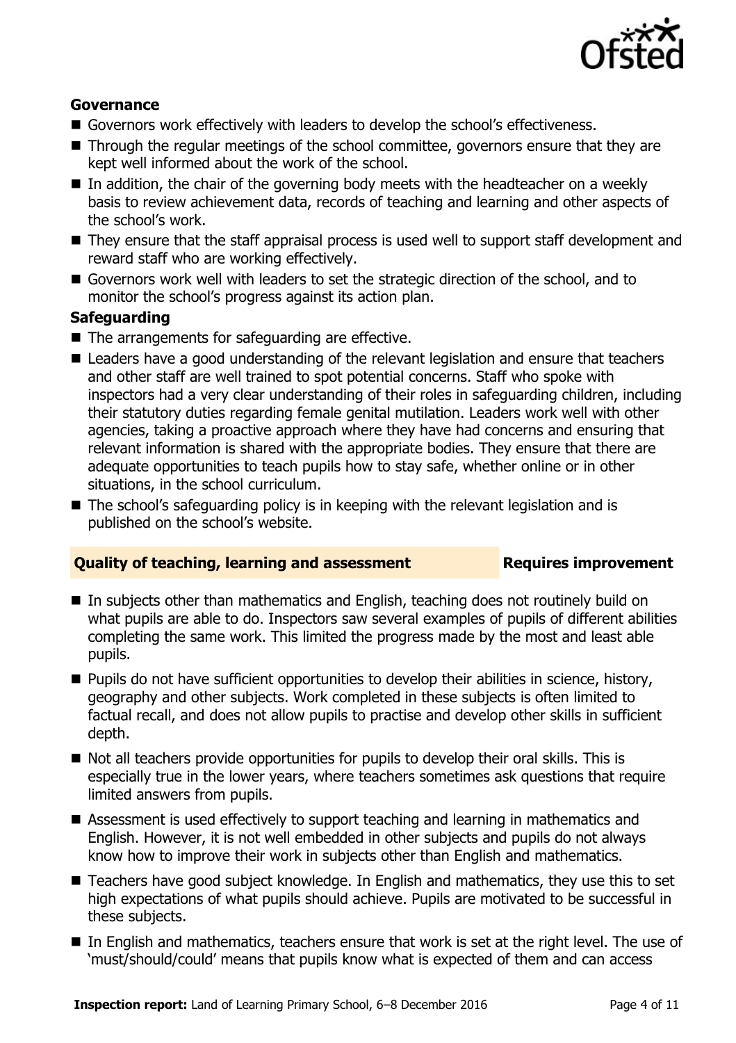### Governance

- Governors work effectively with leaders to develop the school's effectiveness.
- Through the regular meetings of the school committee, governors ensure that they are kept well informed about the work of the school.
- In addition, the chair of the governing body meets with the headteacher on a weekly basis to review achievement data, records of teaching and learning and other aspects of the school's work.
- They ensure that the staff appraisal process is used well to support staff development and reward staff who are working effectively.
- Governors work well with leaders to set the strategic direction of the school, and to monitor the school's progress against its action plan.

### Safeguarding

- The arrangements for safeguarding are effective.
- Leaders have a good understanding of the relevant legislation and ensure that teachers and other staff are well trained to spot potential concerns. Staff who spoke with inspectors had a very clear understanding of their roles in safeguarding children, including their statutory duties regarding female genital mutilation. Leaders work well with other agencies, taking a proactive approach where they have had concerns and ensuring that relevant information is shared with the appropriate bodies. They ensure that there are adequate opportunities to teach pupils how to stay safe, whether online or in other situations, in the school curriculum.
- The school's safeguarding policy is in keeping with the relevant legislation and is published on the school's website.

## Quality of teaching, learning and assessment — Requires improvement

- In subjects other than mathematics and English, teaching does not routinely build on what pupils are able to do. Inspectors saw several examples of pupils of different abilities completing the same work. This limited the progress made by the most and least able pupils.
- Pupils do not have sufficient opportunities to develop their abilities in science, history, geography and other subjects. Work completed in these subjects is often limited to factual recall, and does not allow pupils to practise and develop other skills in sufficient depth.
- Not all teachers provide opportunities for pupils to develop their oral skills. This is especially true in the lower years, where teachers sometimes ask questions that require limited answers from pupils.
- Assessment is used effectively to support teaching and learning in mathematics and English. However, it is not well embedded in other subjects and pupils do not always know how to improve their work in subjects other than English and mathematics.
- Teachers have good subject knowledge. In English and mathematics, they use this to set high expectations of what pupils should achieve. Pupils are motivated to be successful in these subjects.
- In English and mathematics, teachers ensure that work is set at the right level. The use of 'must/should/could' means that pupils know what is expected of them and can access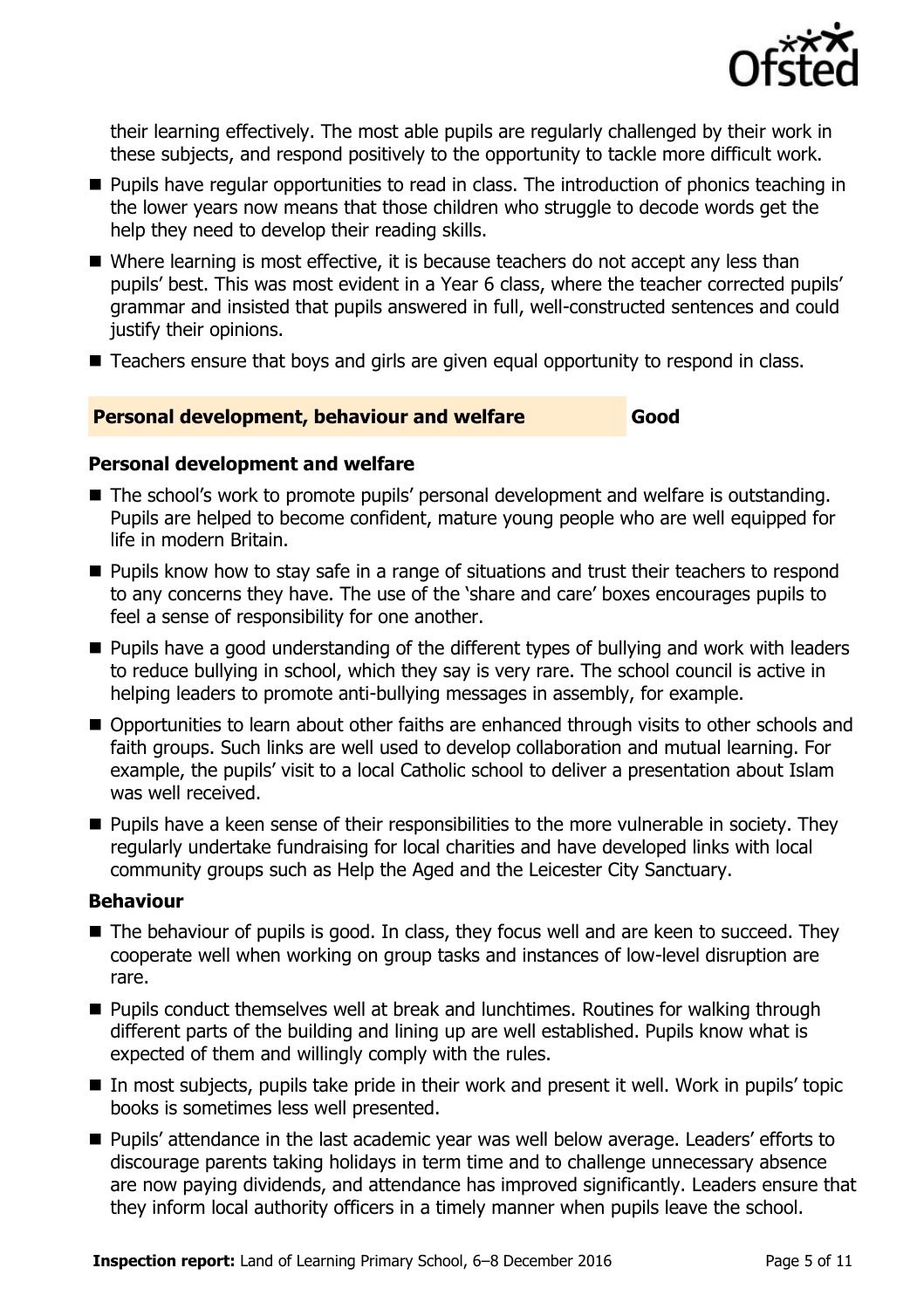their learning effectively. The most able pupils are regularly challenged by their work in these subjects, and respond positively to the opportunity to tackle more difficult work.

- Pupils have regular opportunities to read in class. The introduction of phonics teaching in the lower years now means that those children who struggle to decode words get the help they need to develop their reading skills.
- Where learning is most effective, it is because teachers do not accept any less than pupils' best. This was most evident in a Year 6 class, where the teacher corrected pupils' grammar and insisted that pupils answered in full, well-constructed sentences and could justify their opinions.
- Teachers ensure that boys and girls are given equal opportunity to respond in class.

## Personal development, behaviour and welfare — Good

### Personal development and welfare

- The school's work to promote pupils' personal development and welfare is outstanding. Pupils are helped to become confident, mature young people who are well equipped for life in modern Britain.
- Pupils know how to stay safe in a range of situations and trust their teachers to respond to any concerns they have. The use of the 'share and care' boxes encourages pupils to feel a sense of responsibility for one another.
- Pupils have a good understanding of the different types of bullying and work with leaders to reduce bullying in school, which they say is very rare. The school council is active in helping leaders to promote anti-bullying messages in assembly, for example.
- Opportunities to learn about other faiths are enhanced through visits to other schools and faith groups. Such links are well used to develop collaboration and mutual learning. For example, the pupils' visit to a local Catholic school to deliver a presentation about Islam was well received.
- Pupils have a keen sense of their responsibilities to the more vulnerable in society. They regularly undertake fundraising for local charities and have developed links with local community groups such as Help the Aged and the Leicester City Sanctuary.

### Behaviour

- The behaviour of pupils is good. In class, they focus well and are keen to succeed. They cooperate well when working on group tasks and instances of low-level disruption are rare.
- Pupils conduct themselves well at break and lunchtimes. Routines for walking through different parts of the building and lining up are well established. Pupils know what is expected of them and willingly comply with the rules.
- In most subjects, pupils take pride in their work and present it well. Work in pupils' topic books is sometimes less well presented.
- Pupils' attendance in the last academic year was well below average. Leaders' efforts to discourage parents taking holidays in term time and to challenge unnecessary absence are now paying dividends, and attendance has improved significantly. Leaders ensure that they inform local authority officers in a timely manner when pupils leave the school.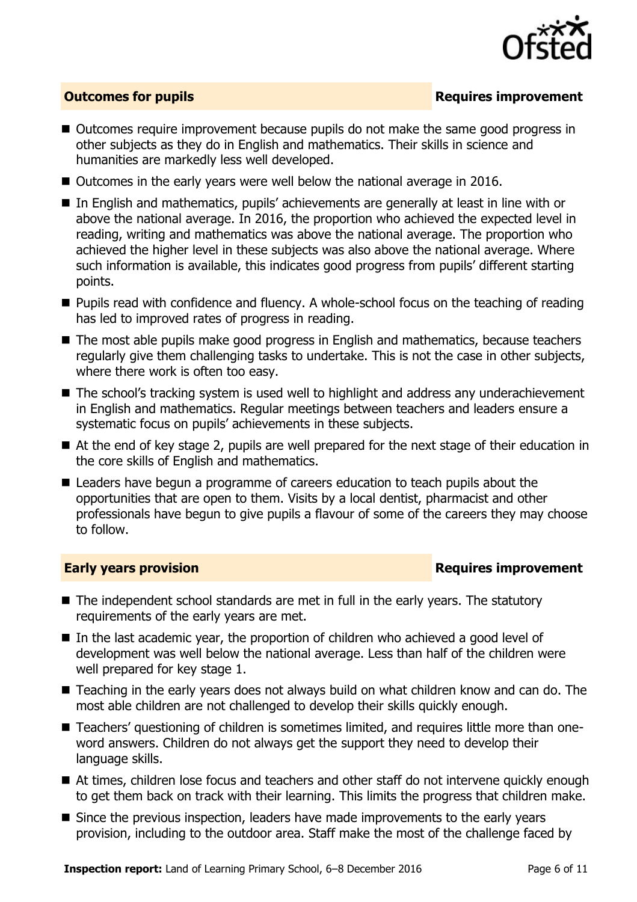## Outcomes for pupils — Requires improvement

- Outcomes require improvement because pupils do not make the same good progress in other subjects as they do in English and mathematics. Their skills in science and humanities are markedly less well developed.
- Outcomes in the early years were well below the national average in 2016.
- In English and mathematics, pupils' achievements are generally at least in line with or above the national average. In 2016, the proportion who achieved the expected level in reading, writing and mathematics was above the national average. The proportion who achieved the higher level in these subjects was also above the national average. Where such information is available, this indicates good progress from pupils' different starting points.
- Pupils read with confidence and fluency. A whole-school focus on the teaching of reading has led to improved rates of progress in reading.
- The most able pupils make good progress in English and mathematics, because teachers regularly give them challenging tasks to undertake. This is not the case in other subjects, where there work is often too easy.
- The school's tracking system is used well to highlight and address any underachievement in English and mathematics. Regular meetings between teachers and leaders ensure a systematic focus on pupils' achievements in these subjects.
- At the end of key stage 2, pupils are well prepared for the next stage of their education in the core skills of English and mathematics.
- Leaders have begun a programme of careers education to teach pupils about the opportunities that are open to them. Visits by a local dentist, pharmacist and other professionals have begun to give pupils a flavour of some of the careers they may choose to follow.

## Early years provision — Requires improvement

- The independent school standards are met in full in the early years. The statutory requirements of the early years are met.
- In the last academic year, the proportion of children who achieved a good level of development was well below the national average. Less than half of the children were well prepared for key stage 1.
- Teaching in the early years does not always build on what children know and can do. The most able children are not challenged to develop their skills quickly enough.
- Teachers' questioning of children is sometimes limited, and requires little more than one-word answers. Children do not always get the support they need to develop their language skills.
- At times, children lose focus and teachers and other staff do not intervene quickly enough to get them back on track with their learning. This limits the progress that children make.
- Since the previous inspection, leaders have made improvements to the early years provision, including to the outdoor area. Staff make the most of the challenge faced by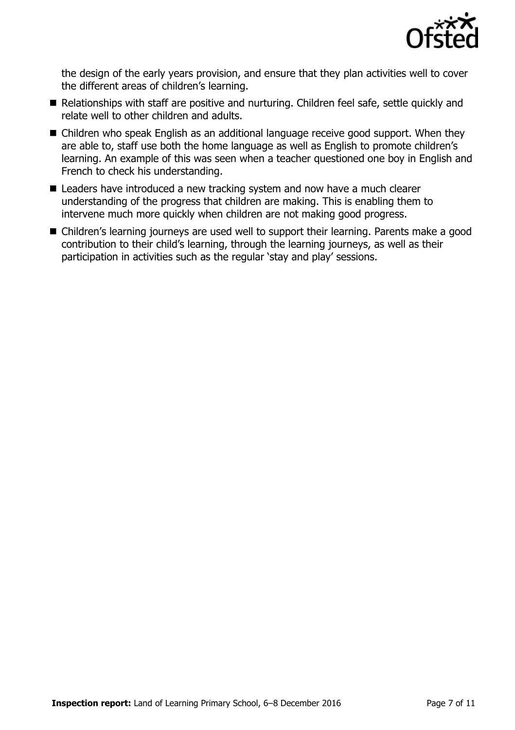the design of the early years provision, and ensure that they plan activities well to cover the different areas of children's learning.

- Relationships with staff are positive and nurturing. Children feel safe, settle quickly and relate well to other children and adults.
- Children who speak English as an additional language receive good support. When they are able to, staff use both the home language as well as English to promote children's learning. An example of this was seen when a teacher questioned one boy in English and French to check his understanding.
- Leaders have introduced a new tracking system and now have a much clearer understanding of the progress that children are making. This is enabling them to intervene much more quickly when children are not making good progress.
- Children's learning journeys are used well to support their learning. Parents make a good contribution to their child's learning, through the learning journeys, as well as their participation in activities such as the regular 'stay and play' sessions.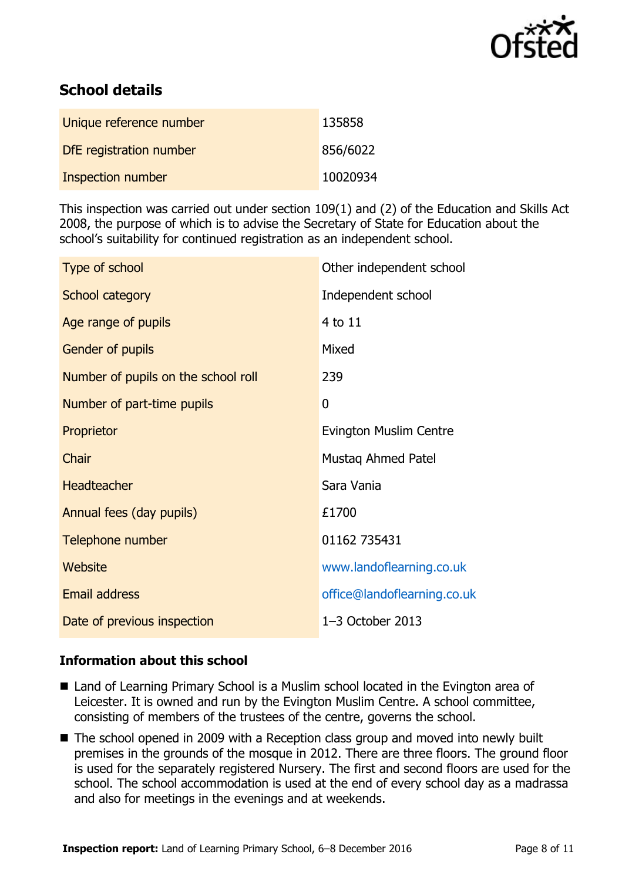## School details

| | |
|---|---|
| Unique reference number | 135858 |
| DfE registration number | 856/6022 |
| Inspection number | 10020934 |

This inspection was carried out under section 109(1) and (2) of the Education and Skills Act 2008, the purpose of which is to advise the Secretary of State for Education about the school's suitability for continued registration as an independent school.

| | |
|---|---|
| Type of school | Other independent school |
| School category | Independent school |
| Age range of pupils | 4 to 11 |
| Gender of pupils | Mixed |
| Number of pupils on the school roll | 239 |
| Number of part-time pupils | 0 |
| Proprietor | Evington Muslim Centre |
| Chair | Mustaq Ahmed Patel |
| Headteacher | Sara Vania |
| Annual fees (day pupils) | £1700 |
| Telephone number | 01162 735431 |
| Website | www.landoflearning.co.uk |
| Email address | office@landoflearning.co.uk |
| Date of previous inspection | 1–3 October 2013 |

### Information about this school

- Land of Learning Primary School is a Muslim school located in the Evington area of Leicester. It is owned and run by the Evington Muslim Centre. A school committee, consisting of members of the trustees of the centre, governs the school.
- The school opened in 2009 with a Reception class group and moved into newly built premises in the grounds of the mosque in 2012. There are three floors. The ground floor is used for the separately registered Nursery. The first and second floors are used for the school. The school accommodation is used at the end of every school day as a madrassa and also for meetings in the evenings and at weekends.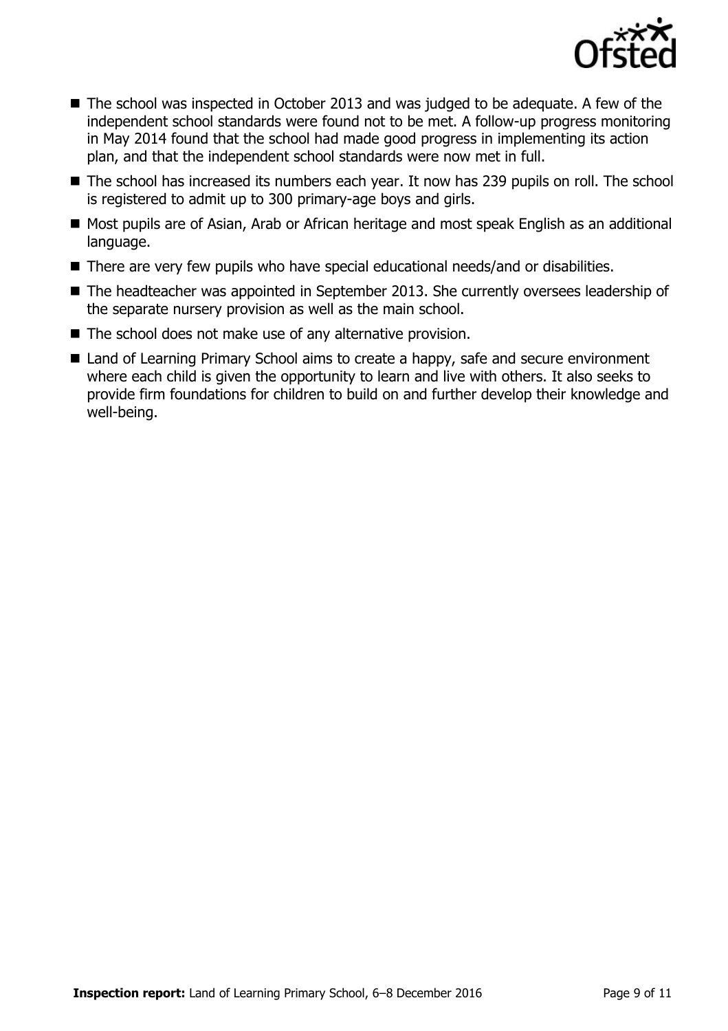- The school was inspected in October 2013 and was judged to be adequate. A few of the independent school standards were found not to be met. A follow-up progress monitoring in May 2014 found that the school had made good progress in implementing its action plan, and that the independent school standards were now met in full.
- The school has increased its numbers each year. It now has 239 pupils on roll. The school is registered to admit up to 300 primary-age boys and girls.
- Most pupils are of Asian, Arab or African heritage and most speak English as an additional language.
- There are very few pupils who have special educational needs/and or disabilities.
- The headteacher was appointed in September 2013. She currently oversees leadership of the separate nursery provision as well as the main school.
- The school does not make use of any alternative provision.
- Land of Learning Primary School aims to create a happy, safe and secure environment where each child is given the opportunity to learn and live with others. It also seeks to provide firm foundations for children to build on and further develop their knowledge and well-being.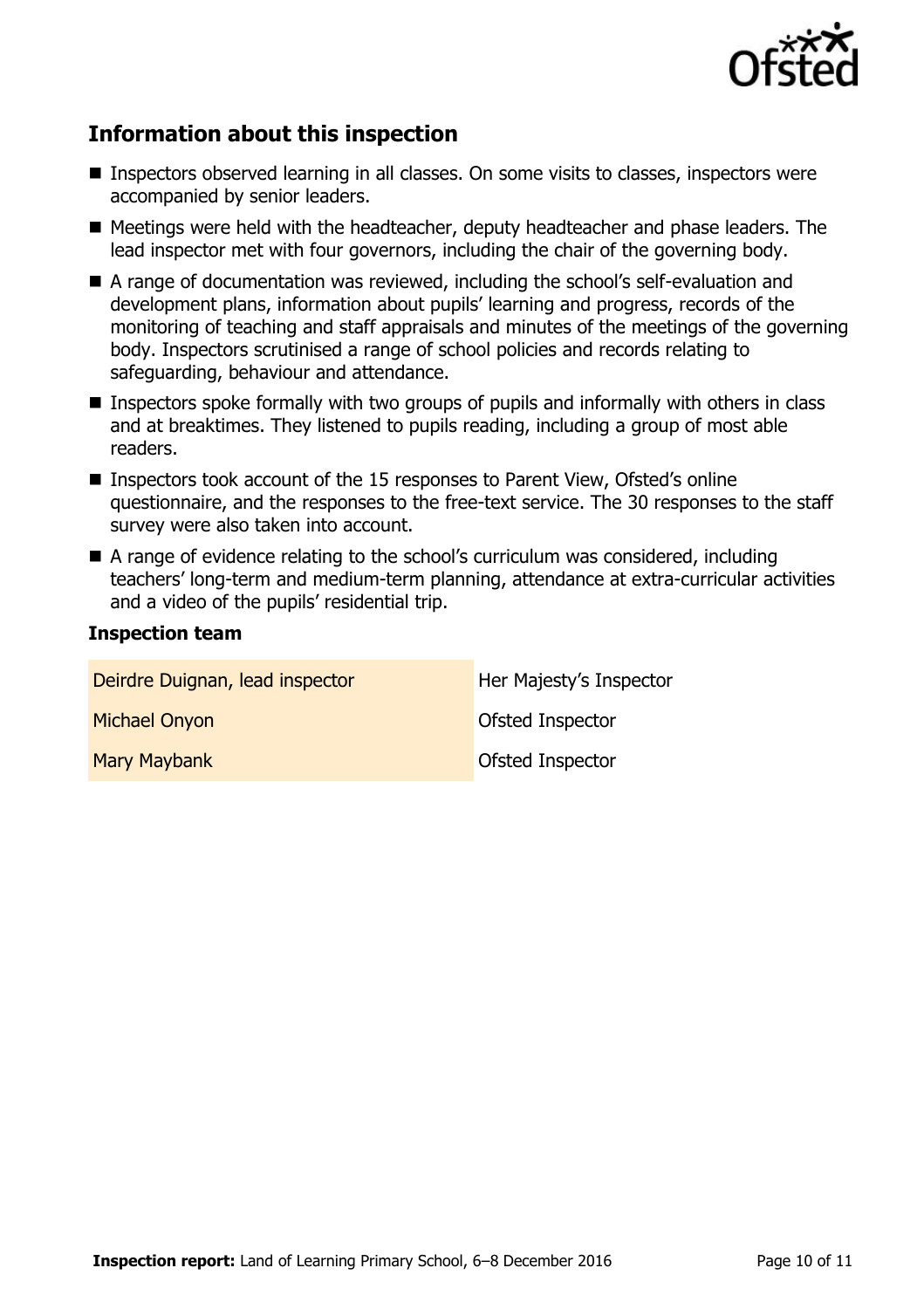## Information about this inspection

- Inspectors observed learning in all classes. On some visits to classes, inspectors were accompanied by senior leaders.
- Meetings were held with the headteacher, deputy headteacher and phase leaders. The lead inspector met with four governors, including the chair of the governing body.
- A range of documentation was reviewed, including the school's self-evaluation and development plans, information about pupils' learning and progress, records of the monitoring of teaching and staff appraisals and minutes of the meetings of the governing body. Inspectors scrutinised a range of school policies and records relating to safeguarding, behaviour and attendance.
- Inspectors spoke formally with two groups of pupils and informally with others in class and at breaktimes. They listened to pupils reading, including a group of most able readers.
- Inspectors took account of the 15 responses to Parent View, Ofsted's online questionnaire, and the responses to the free-text service. The 30 responses to the staff survey were also taken into account.
- A range of evidence relating to the school's curriculum was considered, including teachers' long-term and medium-term planning, attendance at extra-curricular activities and a video of the pupils' residential trip.

### Inspection team

| | |
|---|---|
| Deirdre Duignan, lead inspector | Her Majesty's Inspector |
| Michael Onyon | Ofsted Inspector |
| Mary Maybank | Ofsted Inspector |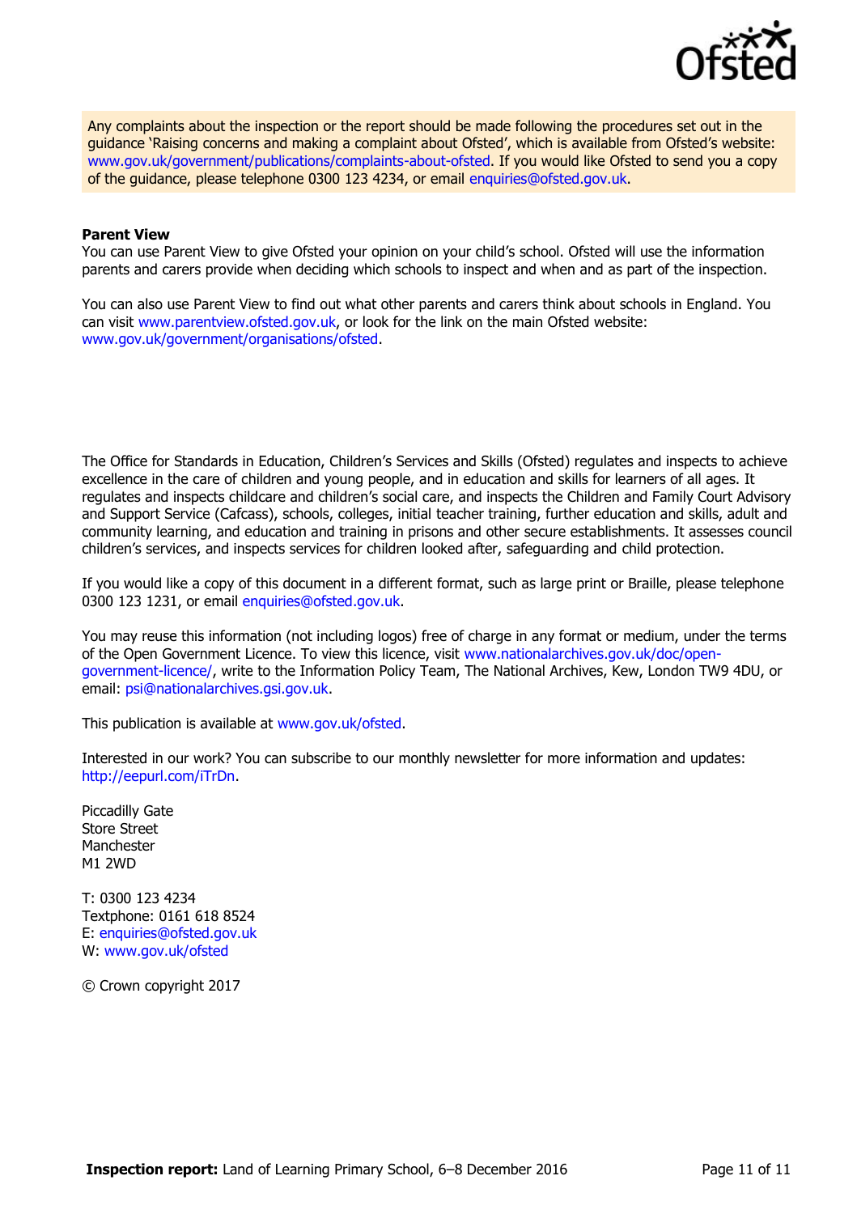Any complaints about the inspection or the report should be made following the procedures set out in the guidance 'Raising concerns and making a complaint about Ofsted', which is available from Ofsted's website: www.gov.uk/government/publications/complaints-about-ofsted. If you would like Ofsted to send you a copy of the guidance, please telephone 0300 123 4234, or email enquiries@ofsted.gov.uk.

**Parent View**

You can use Parent View to give Ofsted your opinion on your child's school. Ofsted will use the information parents and carers provide when deciding which schools to inspect and when and as part of the inspection.

You can also use Parent View to find out what other parents and carers think about schools in England. You can visit www.parentview.ofsted.gov.uk, or look for the link on the main Ofsted website: www.gov.uk/government/organisations/ofsted.

The Office for Standards in Education, Children's Services and Skills (Ofsted) regulates and inspects to achieve excellence in the care of children and young people, and in education and skills for learners of all ages. It regulates and inspects childcare and children's social care, and inspects the Children and Family Court Advisory and Support Service (Cafcass), schools, colleges, initial teacher training, further education and skills, adult and community learning, and education and training in prisons and other secure establishments. It assesses council children's services, and inspects services for children looked after, safeguarding and child protection.

If you would like a copy of this document in a different format, such as large print or Braille, please telephone 0300 123 1231, or email enquiries@ofsted.gov.uk.

You may reuse this information (not including logos) free of charge in any format or medium, under the terms of the Open Government Licence. To view this licence, visit www.nationalarchives.gov.uk/doc/open-government-licence/, write to the Information Policy Team, The National Archives, Kew, London TW9 4DU, or email: psi@nationalarchives.gsi.gov.uk.

This publication is available at www.gov.uk/ofsted.

Interested in our work? You can subscribe to our monthly newsletter for more information and updates: http://eepurl.com/iTrDn.

Piccadilly Gate
Store Street
Manchester
M1 2WD

T: 0300 123 4234
Textphone: 0161 618 8524
E: enquiries@ofsted.gov.uk
W: www.gov.uk/ofsted

© Crown copyright 2017